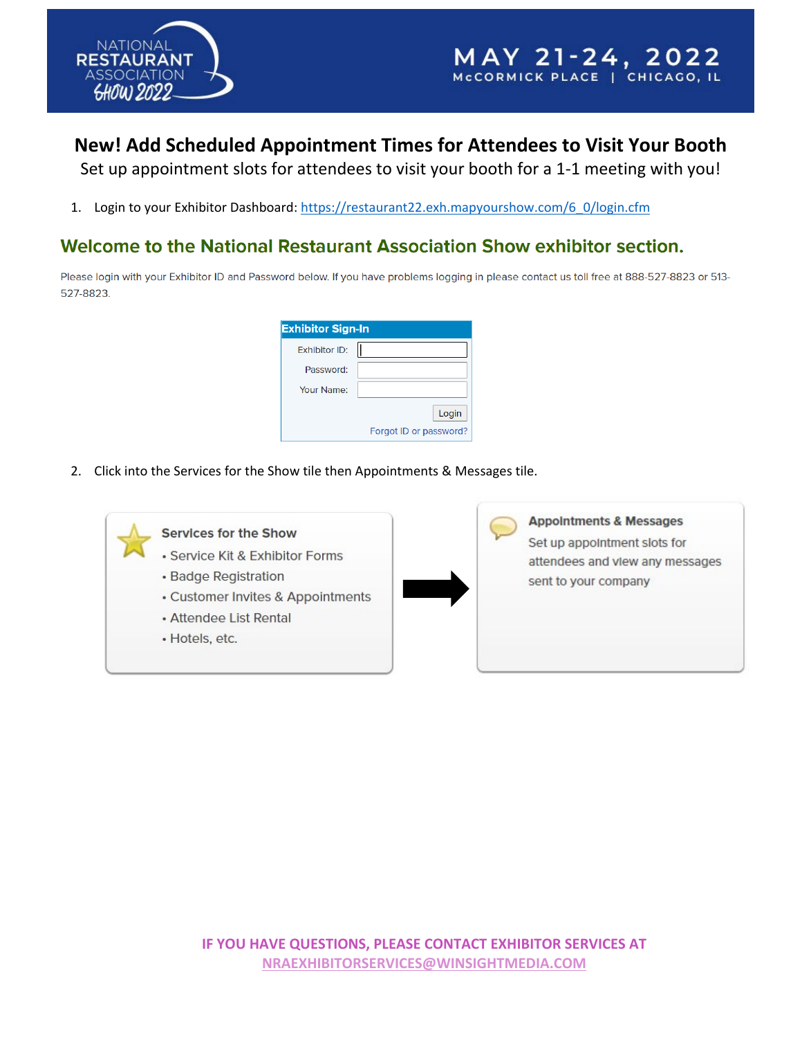NATIONAL RESTAURANT ASSOCIATION SHOW 2022

MAY 21-24, 2022
McCORMICK PLACE | CHICAGO, IL

# New! Add Scheduled Appointment Times for Attendees to Visit Your Booth

Set up appointment slots for attendees to visit your booth for a 1-1 meeting with you!

1. Login to your Exhibitor Dashboard: https://restaurant22.exh.mapyourshow.com/6_0/login.cfm

## Welcome to the National Restaurant Association Show exhibitor section.

Please login with your Exhibitor ID and Password below. If you have problems logging in please contact us toll free at 888-527-8823 or 513-527-8823.

**Exhibitor Sign-In**

Exhibitor ID:

Password:

Your Name:

Login

Forgot ID or password?

2. Click into the Services for the Show tile then Appointments & Messages tile.

**Services for the Show**

- Service Kit & Exhibitor Forms
- Badge Registration
- Customer Invites & Appointments
- Attendee List Rental
- Hotels, etc.

**Appointments & Messages**

Set up appointment slots for attendees and view any messages sent to your company

IF YOU HAVE QUESTIONS, PLEASE CONTACT EXHIBITOR SERVICES AT NRAEXHIBITORSERVICES@WINSIGHTMEDIA.COM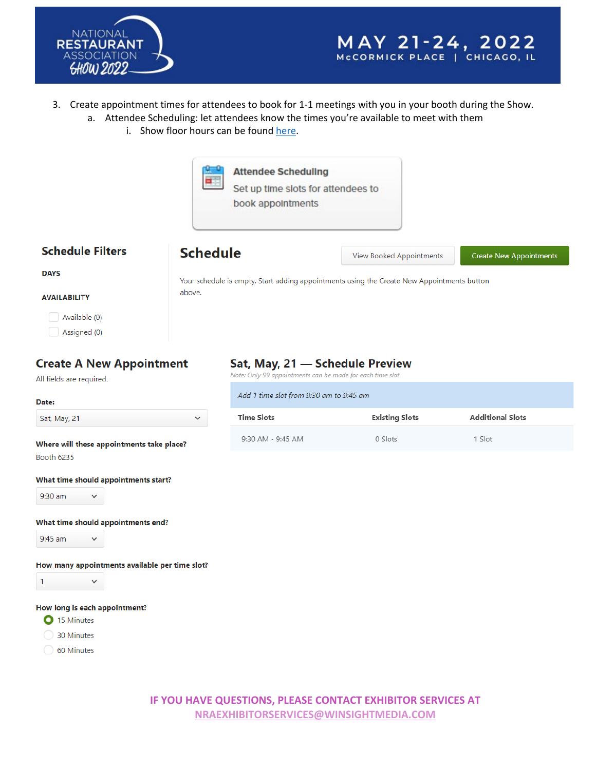3. Create appointment times for attendees to book for 1-1 meetings with you in your booth during the Show.
   a. Attendee Scheduling: let attendees know the times you're available to meet with them
      i. Show floor hours can be found here.

**Attendee Scheduling**
Set up time slots for attendees to book appointments

## Schedule Filters

**DAYS**

**AVAILABILITY**

- Available (0)
- Assigned (0)

## Schedule

View Booked Appointments | Create New Appointments

Your schedule is empty. Start adding appointments using the Create New Appointments button above.

## Create A New Appointment

All fields are required.

**Date:**
Sat, May, 21

**Where will these appointments take place?**
Booth 6235

**What time should appointments start?**
9:30 am

**What time should appointments end?**
9:45 am

**How many appointments available per time slot?**
1

**How long is each appointment?**
- 15 Minutes
- 30 Minutes
- 60 Minutes

## Sat, May, 21 — Schedule Preview

*Note: Only 99 appointments can be made for each time slot*

*Add 1 time slot from 9:30 am to 9:45 am*

| Time Slots | Existing Slots | Additional Slots |
|---|---|---|
| 9:30 AM - 9:45 AM | 0 Slots | 1 Slot |

**IF YOU HAVE QUESTIONS, PLEASE CONTACT EXHIBITOR SERVICES AT NRAEXHIBITORSERVICES@WINSIGHTMEDIA.COM**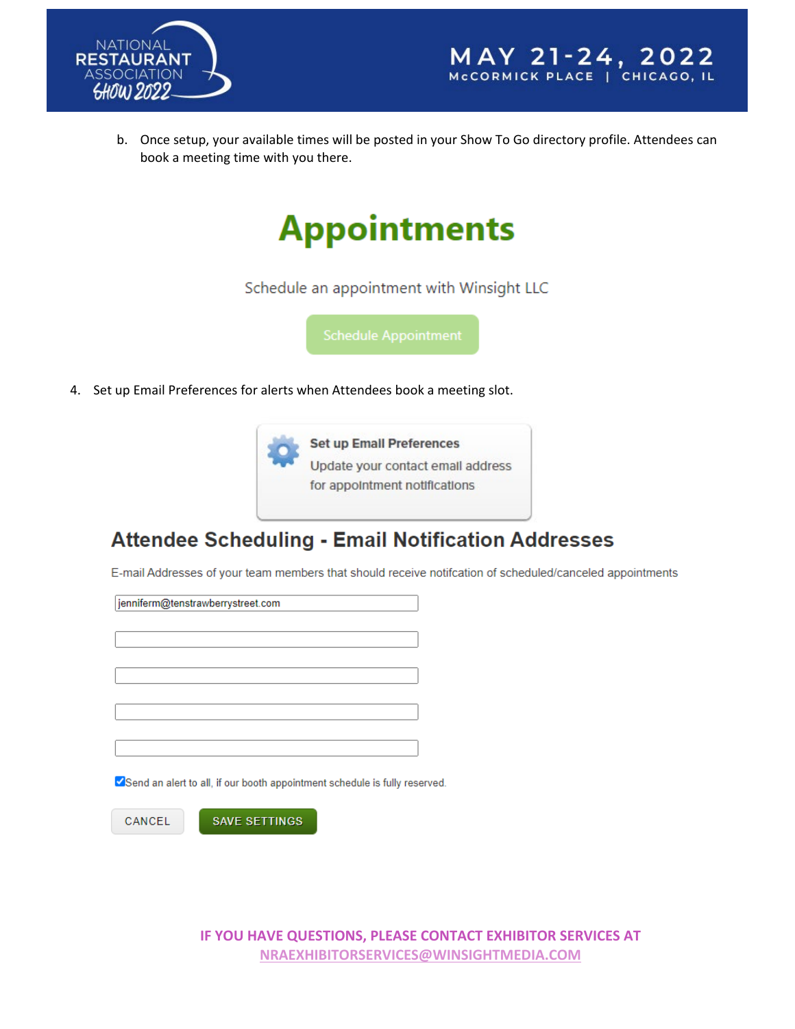b. Once setup, your available times will be posted in your Show To Go directory profile. Attendees can book a meeting time with you there.

# Appointments

Schedule an appointment with Winsight LLC

Schedule Appointment

4. Set up Email Preferences for alerts when Attendees book a meeting slot.

**Set up Email Preferences**
Update your contact email address for appointment notifications

## Attendee Scheduling - Email Notification Addresses

E-mail Addresses of your team members that should receive notifcation of scheduled/canceled appointments

jenniferm@tenstrawberrystreet.com

☑ Send an alert to all, if our booth appointment schedule is fully reserved.

CANCEL SAVE SETTINGS

**IF YOU HAVE QUESTIONS, PLEASE CONTACT EXHIBITOR SERVICES AT NRAEXHIBITORSERVICES@WINSIGHTMEDIA.COM**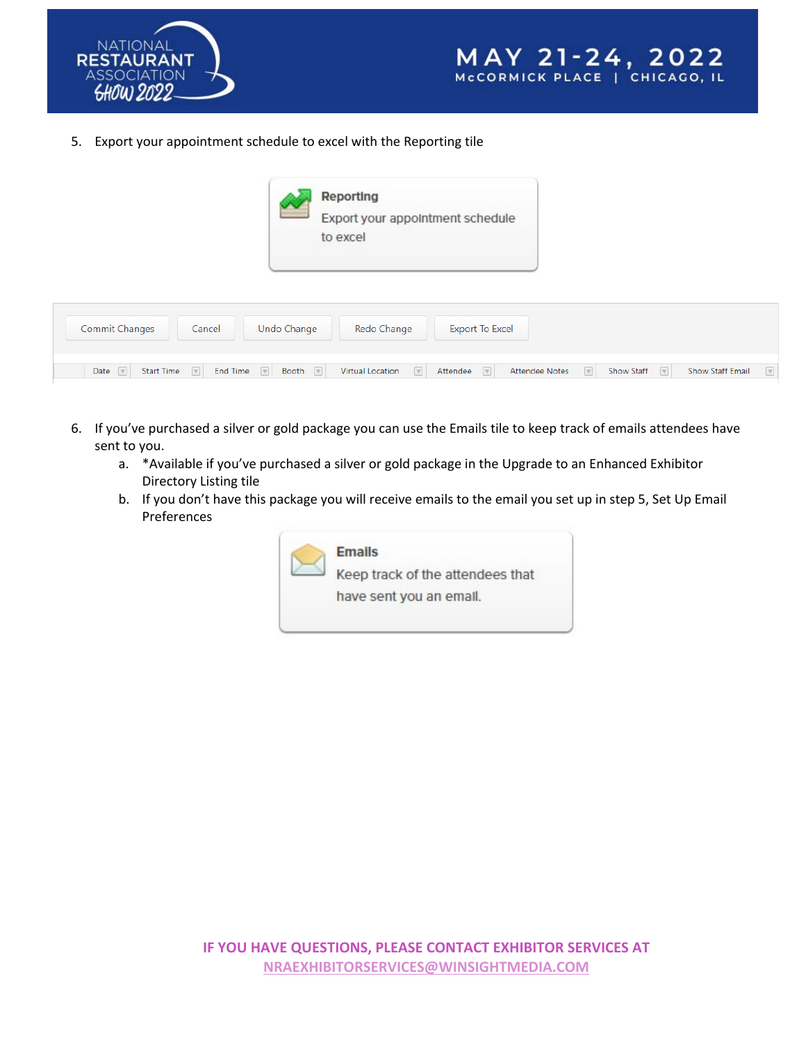5. Export your appointment schedule to excel with the Reporting tile

**Reporting**
Export your appointment schedule to excel

Commit Changes | Cancel | Undo Change | Redo Change | Export To Excel

| Date | Start Time | End Time | Booth | Virtual Location | Attendee | Attendee Notes | Show Staff | Show Staff Email |
|---|---|---|---|---|---|---|---|---|

6. If you've purchased a silver or gold package you can use the Emails tile to keep track of emails attendees have sent to you.
   a. *Available if you've purchased a silver or gold package in the Upgrade to an Enhanced Exhibitor Directory Listing tile
   b. If you don't have this package you will receive emails to the email you set up in step 5, Set Up Email Preferences

**Emails**
Keep track of the attendees that have sent you an email.

**IF YOU HAVE QUESTIONS, PLEASE CONTACT EXHIBITOR SERVICES AT NRAEXHIBITORSERVICES@WINSIGHTMEDIA.COM**